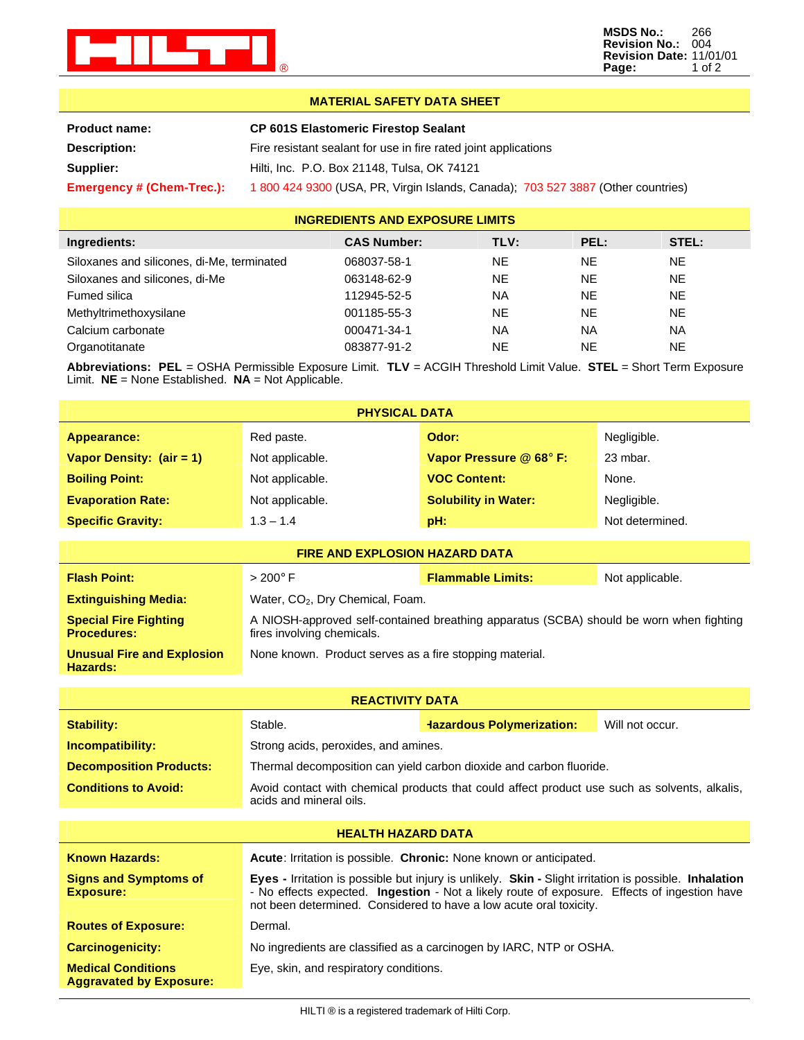HILTI®

**MSDS No.:** 266
**Revision No.:** 004
**Revision Date:** 11/01/01

## MATERIAL SAFETY DATA SHEET

| | |
|---|---|
| **Product name:** | **CP 601S Elastomeric Firestop Sealant** |
| **Description:** | Fire resistant sealant for use in fire rated joint applications |
| **Supplier:** | Hilti, Inc. P.O. Box 21148, Tulsa, OK 74121 |
| **Emergency # (Chem-Trec.):** | 1 800 424 9300 (USA, PR, Virgin Islands, Canada); 703 527 3887 (Other countries) |

## INGREDIENTS AND EXPOSURE LIMITS

| Ingredients: | CAS Number: | TLV: | PEL: | STEL: |
|---|---|---|---|---|
| Siloxanes and silicones, di-Me, terminated | 068037-58-1 | NE | NE | NE |
| Siloxanes and silicones, di-Me | 063148-62-9 | NE | NE | NE |
| Fumed silica | 112945-52-5 | NA | NE | NE |
| Methyltrimethoxysilane | 001185-55-3 | NE | NE | NE |
| Calcium carbonate | 000471-34-1 | NA | NA | NA |
| Organotitanate | 083877-91-2 | NE | NE | NE |

**Abbreviations: PEL** = OSHA Permissible Exposure Limit. **TLV** = ACGIH Threshold Limit Value. **STEL** = Short Term Exposure Limit. **NE** = None Established. **NA** = Not Applicable.

## PHYSICAL DATA

| | | | |
|---|---|---|---|
| **Appearance:** | Red paste. | **Odor:** | Negligible. |
| **Vapor Density: (air = 1)** | Not applicable. | **Vapor Pressure @ 68° F:** | 23 mbar. |
| **Boiling Point:** | Not applicable. | **VOC Content:** | None. |
| **Evaporation Rate:** | Not applicable. | **Solubility in Water:** | Negligible. |
| **Specific Gravity:** | 1.3 – 1.4 | **pH:** | Not determined. |

## FIRE AND EXPLOSION HAZARD DATA

| | | | |
|---|---|---|---|
| **Flash Point:** | > 200° F | **Flammable Limits:** | Not applicable. |
| **Extinguishing Media:** | Water, $CO_2$, Dry Chemical, Foam. | | |
| **Special Fire Fighting Procedures:** | A NIOSH-approved self-contained breathing apparatus (SCBA) should be worn when fighting fires involving chemicals. | | |
| **Unusual Fire and Explosion Hazards:** | None known. Product serves as a fire stopping material. | | |

## REACTIVITY DATA

| | | | |
|---|---|---|---|
| **Stability:** | Stable. | **Hazardous Polymerization:** | Will not occur. |
| **Incompatibility:** | Strong acids, peroxides, and amines. | | |
| **Decomposition Products:** | Thermal decomposition can yield carbon dioxide and carbon fluoride. | | |
| **Conditions to Avoid:** | Avoid contact with chemical products that could affect product use such as solvents, alkalis, acids and mineral oils. | | |

## HEALTH HAZARD DATA

| | |
|---|---|
| **Known Hazards:** | **Acute**: Irritation is possible. **Chronic:** None known or anticipated. |
| **Signs and Symptoms of Exposure:** | **Eyes -** Irritation is possible but injury is unlikely. **Skin -** Slight irritation is possible. **Inhalation** - No effects expected. **Ingestion** - Not a likely route of exposure. Effects of ingestion have not been determined. Considered to have a low acute oral toxicity. |
| **Routes of Exposure:** | Dermal. |
| **Carcinogenicity:** | No ingredients are classified as a carcinogen by IARC, NTP or OSHA. |
| **Medical Conditions Aggravated by Exposure:** | Eye, skin, and respiratory conditions. |

HILTI ® is a registered trademark of Hilti Corp.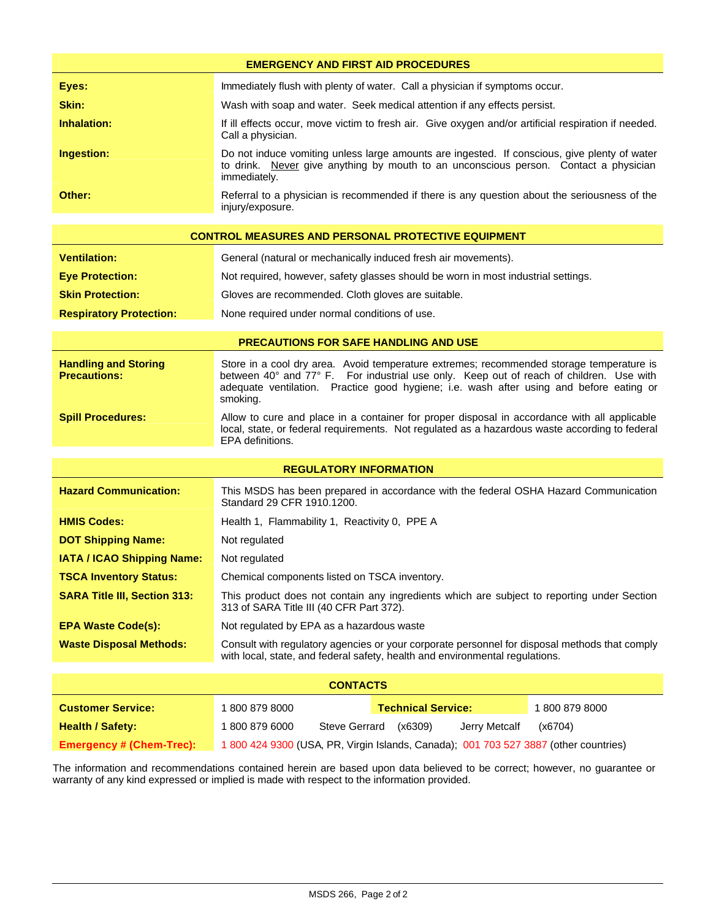## EMERGENCY AND FIRST AID PROCEDURES

| | |
|---|---|
| **Eyes:** | Immediately flush with plenty of water. Call a physician if symptoms occur. |
| **Skin:** | Wash with soap and water. Seek medical attention if any effects persist. |
| **Inhalation:** | If ill effects occur, move victim to fresh air. Give oxygen and/or artificial respiration if needed. Call a physician. |
| **Ingestion:** | Do not induce vomiting unless large amounts are ingested. If conscious, give plenty of water to drink. Never give anything by mouth to an unconscious person. Contact a physician immediately. |
| **Other:** | Referral to a physician is recommended if there is any question about the seriousness of the injury/exposure. |

## CONTROL MEASURES AND PERSONAL PROTECTIVE EQUIPMENT

| | |
|---|---|
| **Ventilation:** | General (natural or mechanically induced fresh air movements). |
| **Eye Protection:** | Not required, however, safety glasses should be worn in most industrial settings. |
| **Skin Protection:** | Gloves are recommended. Cloth gloves are suitable. |
| **Respiratory Protection:** | None required under normal conditions of use. |

## PRECAUTIONS FOR SAFE HANDLING AND USE

| | |
|---|---|
| **Handling and Storing Precautions:** | Store in a cool dry area. Avoid temperature extremes; recommended storage temperature is between 40° and 77° F. For industrial use only. Keep out of reach of children. Use with adequate ventilation. Practice good hygiene; i.e. wash after using and before eating or smoking. |
| **Spill Procedures:** | Allow to cure and place in a container for proper disposal in accordance with all applicable local, state, or federal requirements. Not regulated as a hazardous waste according to federal EPA definitions. |

## REGULATORY INFORMATION

| | |
|---|---|
| **Hazard Communication:** | This MSDS has been prepared in accordance with the federal OSHA Hazard Communication Standard 29 CFR 1910.1200. |
| **HMIS Codes:** | Health 1, Flammability 1, Reactivity 0, PPE A |
| **DOT Shipping Name:** | Not regulated |
| **IATA / ICAO Shipping Name:** | Not regulated |
| **TSCA Inventory Status:** | Chemical components listed on TSCA inventory. |
| **SARA Title III, Section 313:** | This product does not contain any ingredients which are subject to reporting under Section 313 of SARA Title III (40 CFR Part 372). |
| **EPA Waste Code(s):** | Not regulated by EPA as a hazardous waste |
| **Waste Disposal Methods:** | Consult with regulatory agencies or your corporate personnel for disposal methods that comply with local, state, and federal safety, health and environmental regulations. |

## CONTACTS

| | | | |
|---|---|---|---|
| **Customer Service:** | 1 800 879 8000 | **Technical Service:** | 1 800 879 8000 |
| **Health / Safety:** | 1 800 879 6000 | Steve Gerrard (x6309) | Jerry Metcalf (x6704) |
| **Emergency # (Chem-Trec):** | 1 800 424 9300 (USA, PR, Virgin Islands, Canada); 001 703 527 3887 (other countries) | | |

The information and recommendations contained herein are based upon data believed to be correct; however, no guarantee or warranty of any kind expressed or implied is made with respect to the information provided.